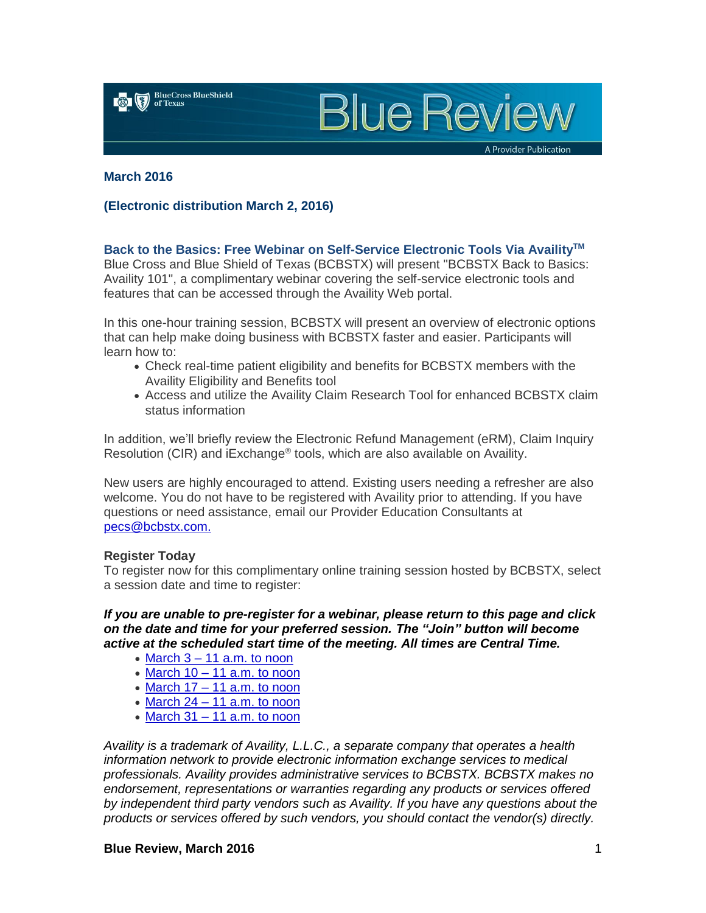# Blue Review

A Provider Publication

**March 2016**

**(Electronic distribution March 2, 2016)**

## Back to the Basics: Free Webinar on Self-Service Electronic Tools Via Availity™

Blue Cross and Blue Shield of Texas (BCBSTX) will present "BCBSTX Back to Basics: Availity 101", a complimentary webinar covering the self-service electronic tools and features that can be accessed through the Availity Web portal.

In this one-hour training session, BCBSTX will present an overview of electronic options that can help make doing business with BCBSTX faster and easier. Participants will learn how to:

- Check real-time patient eligibility and benefits for BCBSTX members with the Availity Eligibility and Benefits tool
- Access and utilize the Availity Claim Research Tool for enhanced BCBSTX claim status information

In addition, we'll briefly review the Electronic Refund Management (eRM), Claim Inquiry Resolution (CIR) and iExchange® tools, which are also available on Availity.

New users are highly encouraged to attend. Existing users needing a refresher are also welcome. You do not have to be registered with Availity prior to attending. If you have questions or need assistance, email our Provider Education Consultants at pecs@bcbstx.com.

**Register Today**

To register now for this complimentary online training session hosted by BCBSTX, select a session date and time to register:

***If you are unable to pre-register for a webinar, please return to this page and click on the date and time for your preferred session. The "Join" button will become active at the scheduled start time of the meeting. All times are Central Time.***

- March 3 – 11 a.m. to noon
- March 10 – 11 a.m. to noon
- March 17 – 11 a.m. to noon
- March 24 – 11 a.m. to noon
- March 31 – 11 a.m. to noon

*Availity is a trademark of Availity, L.L.C., a separate company that operates a health information network to provide electronic information exchange services to medical professionals. Availity provides administrative services to BCBSTX. BCBSTX makes no endorsement, representations or warranties regarding any products or services offered by independent third party vendors such as Availity. If you have any questions about the products or services offered by such vendors, you should contact the vendor(s) directly.*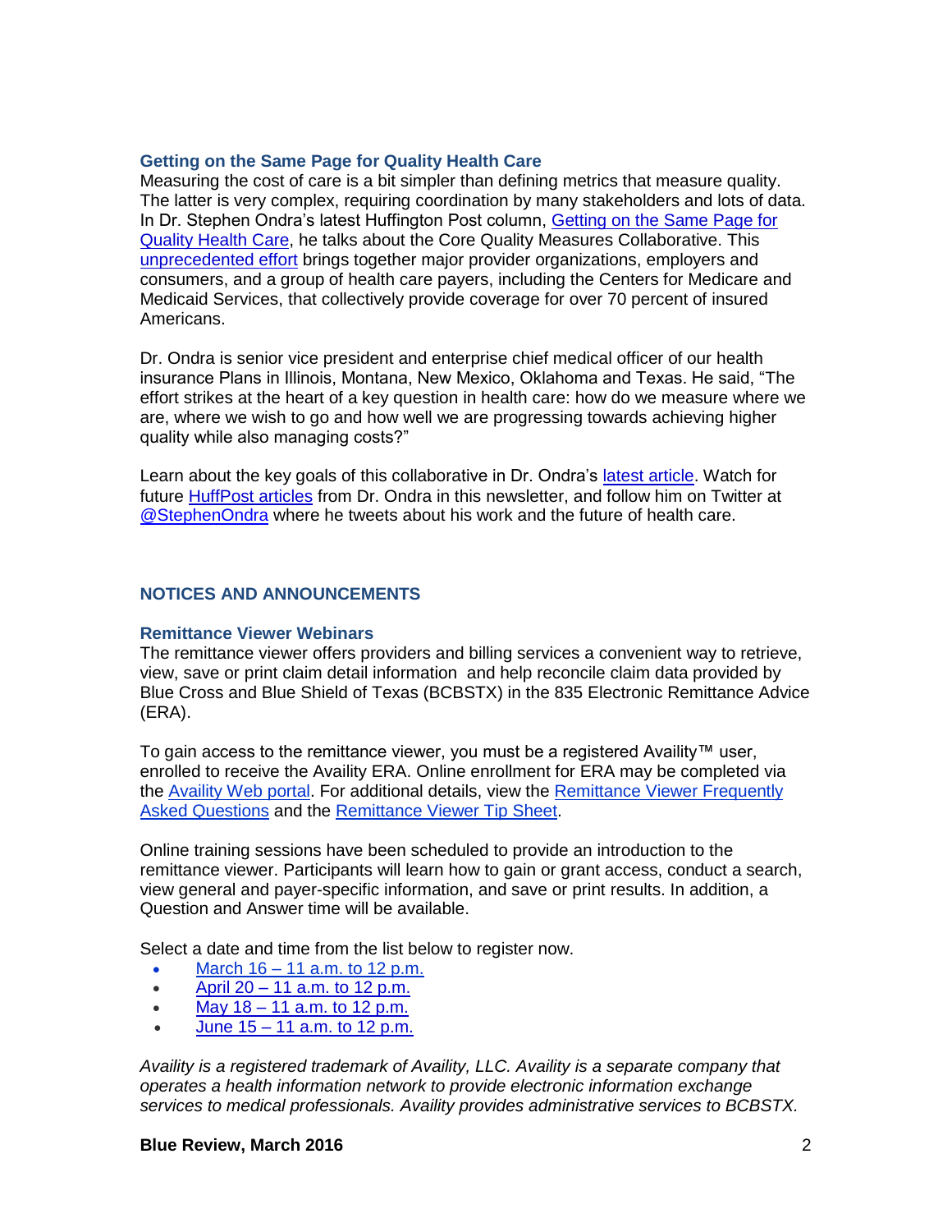### Getting on the Same Page for Quality Health Care

Measuring the cost of care is a bit simpler than defining metrics that measure quality. The latter is very complex, requiring coordination by many stakeholders and lots of data. In Dr. Stephen Ondra's latest Huffington Post column, Getting on the Same Page for Quality Health Care, he talks about the Core Quality Measures Collaborative. This unprecedented effort brings together major provider organizations, employers and consumers, and a group of health care payers, including the Centers for Medicare and Medicaid Services, that collectively provide coverage for over 70 percent of insured Americans.

Dr. Ondra is senior vice president and enterprise chief medical officer of our health insurance Plans in Illinois, Montana, New Mexico, Oklahoma and Texas. He said, "The effort strikes at the heart of a key question in health care: how do we measure where we are, where we wish to go and how well we are progressing towards achieving higher quality while also managing costs?"

Learn about the key goals of this collaborative in Dr. Ondra's latest article. Watch for future HuffPost articles from Dr. Ondra in this newsletter, and follow him on Twitter at @StephenOndra where he tweets about his work and the future of health care.

## NOTICES AND ANNOUNCEMENTS

### Remittance Viewer Webinars

The remittance viewer offers providers and billing services a convenient way to retrieve, view, save or print claim detail information and help reconcile claim data provided by Blue Cross and Blue Shield of Texas (BCBSTX) in the 835 Electronic Remittance Advice (ERA).

To gain access to the remittance viewer, you must be a registered Availity™ user, enrolled to receive the Availity ERA. Online enrollment for ERA may be completed via the Availity Web portal. For additional details, view the Remittance Viewer Frequently Asked Questions and the Remittance Viewer Tip Sheet.

Online training sessions have been scheduled to provide an introduction to the remittance viewer. Participants will learn how to gain or grant access, conduct a search, view general and payer-specific information, and save or print results. In addition, a Question and Answer time will be available.

Select a date and time from the list below to register now.

- March 16 – 11 a.m. to 12 p.m.
- April 20 – 11 a.m. to 12 p.m.
- May 18 – 11 a.m. to 12 p.m.
- June 15 – 11 a.m. to 12 p.m.

*Availity is a registered trademark of Availity, LLC. Availity is a separate company that operates a health information network to provide electronic information exchange services to medical professionals. Availity provides administrative services to BCBSTX.*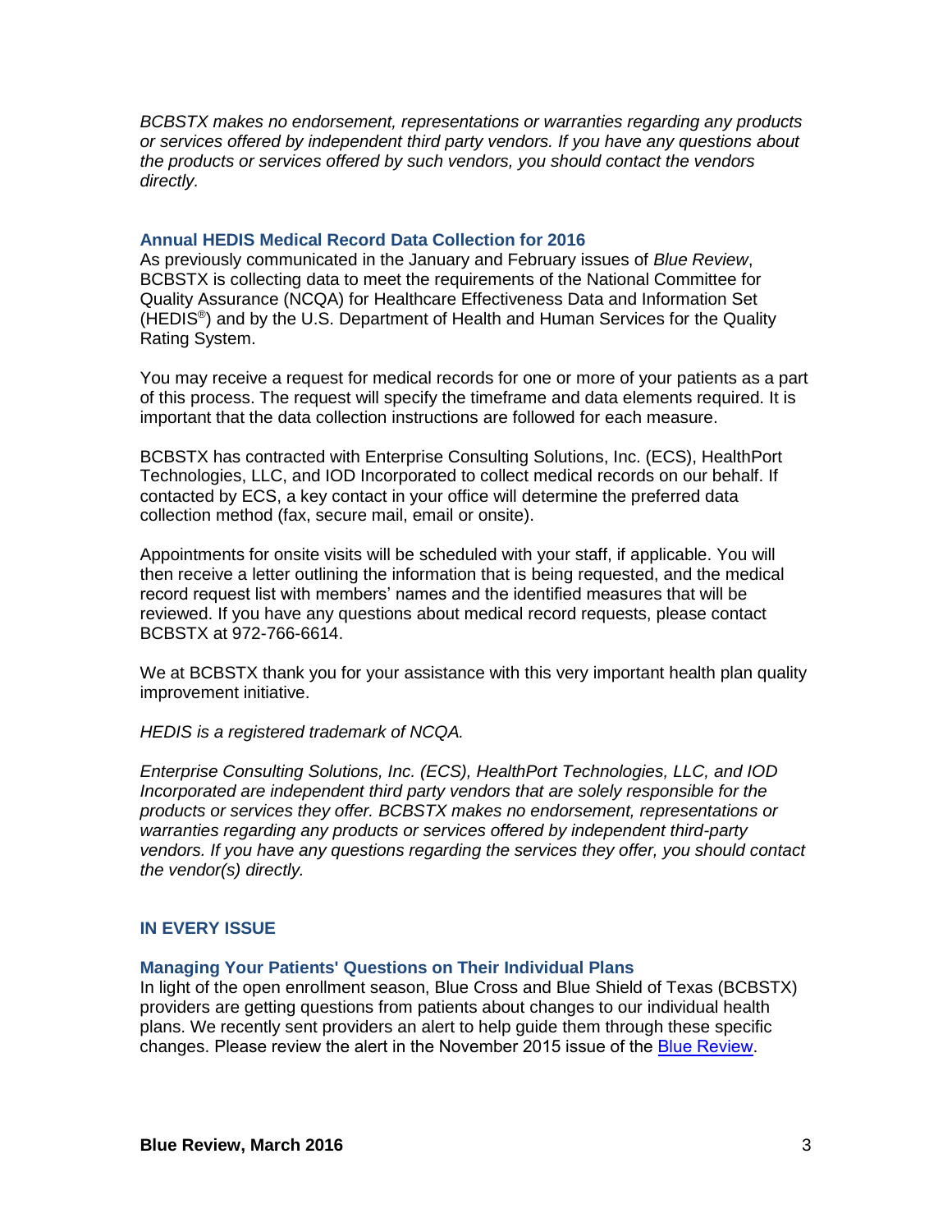*BCBSTX makes no endorsement, representations or warranties regarding any products or services offered by independent third party vendors. If you have any questions about the products or services offered by such vendors, you should contact the vendors directly.*

### Annual HEDIS Medical Record Data Collection for 2016

As previously communicated in the January and February issues of *Blue Review*, BCBSTX is collecting data to meet the requirements of the National Committee for Quality Assurance (NCQA) for Healthcare Effectiveness Data and Information Set (HEDIS®) and by the U.S. Department of Health and Human Services for the Quality Rating System.

You may receive a request for medical records for one or more of your patients as a part of this process. The request will specify the timeframe and data elements required. It is important that the data collection instructions are followed for each measure.

BCBSTX has contracted with Enterprise Consulting Solutions, Inc. (ECS), HealthPort Technologies, LLC, and IOD Incorporated to collect medical records on our behalf. If contacted by ECS, a key contact in your office will determine the preferred data collection method (fax, secure mail, email or onsite).

Appointments for onsite visits will be scheduled with your staff, if applicable. You will then receive a letter outlining the information that is being requested, and the medical record request list with members' names and the identified measures that will be reviewed. If you have any questions about medical record requests, please contact BCBSTX at 972-766-6614.

We at BCBSTX thank you for your assistance with this very important health plan quality improvement initiative.

*HEDIS is a registered trademark of NCQA.*

*Enterprise Consulting Solutions, Inc. (ECS), HealthPort Technologies, LLC, and IOD Incorporated are independent third party vendors that are solely responsible for the products or services they offer. BCBSTX makes no endorsement, representations or warranties regarding any products or services offered by independent third-party vendors. If you have any questions regarding the services they offer, you should contact the vendor(s) directly.*

## IN EVERY ISSUE

### Managing Your Patients' Questions on Their Individual Plans

In light of the open enrollment season, Blue Cross and Blue Shield of Texas (BCBSTX) providers are getting questions from patients about changes to our individual health plans. We recently sent providers an alert to help guide them through these specific changes. Please review the alert in the November 2015 issue of the Blue Review.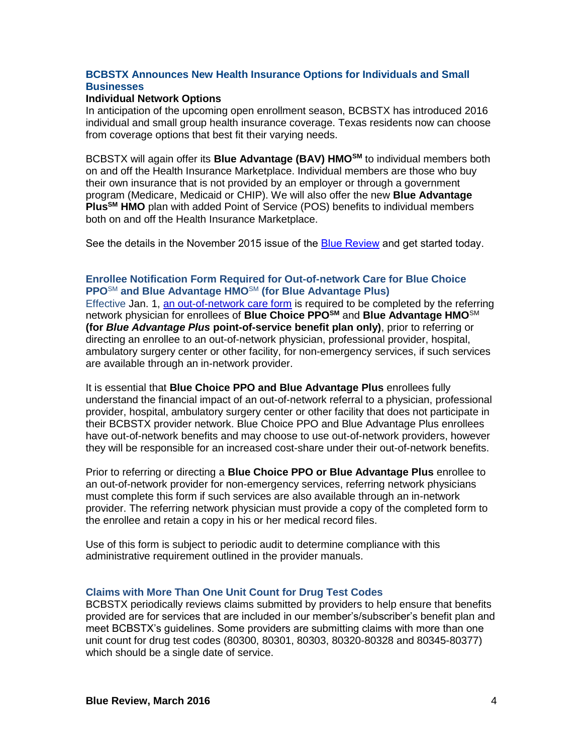## BCBSTX Announces New Health Insurance Options for Individuals and Small Businesses

**Individual Network Options**

In anticipation of the upcoming open enrollment season, BCBSTX has introduced 2016 individual and small group health insurance coverage. Texas residents now can choose from coverage options that best fit their varying needs.

BCBSTX will again offer its **Blue Advantage (BAV) HMO[SM]** to individual members both on and off the Health Insurance Marketplace. Individual members are those who buy their own insurance that is not provided by an employer or through a government program (Medicare, Medicaid or CHIP). We will also offer the new **Blue Advantage Plus[SM] HMO** plan with added Point of Service (POS) benefits to individual members both on and off the Health Insurance Marketplace.

See the details in the November 2015 issue of the Blue Review and get started today.

## Enrollee Notification Form Required for Out-of-network Care for Blue Choice PPO[SM] and Blue Advantage HMO[SM] (for Blue Advantage Plus)

Effective Jan. 1, an out-of-network care form is required to be completed by the referring network physician for enrollees of **Blue Choice PPO[SM]** and **Blue Advantage HMO**[SM] **(for *Blue Advantage Plus* point-of-service benefit plan only)**, prior to referring or directing an enrollee to an out-of-network physician, professional provider, hospital, ambulatory surgery center or other facility, for non-emergency services, if such services are available through an in-network provider.

It is essential that **Blue Choice PPO and Blue Advantage Plus** enrollees fully understand the financial impact of an out-of-network referral to a physician, professional provider, hospital, ambulatory surgery center or other facility that does not participate in their BCBSTX provider network. Blue Choice PPO and Blue Advantage Plus enrollees have out-of-network benefits and may choose to use out-of-network providers, however they will be responsible for an increased cost-share under their out-of-network benefits.

Prior to referring or directing a **Blue Choice PPO or Blue Advantage Plus** enrollee to an out-of-network provider for non-emergency services, referring network physicians must complete this form if such services are also available through an in-network provider. The referring network physician must provide a copy of the completed form to the enrollee and retain a copy in his or her medical record files.

Use of this form is subject to periodic audit to determine compliance with this administrative requirement outlined in the provider manuals.

## Claims with More Than One Unit Count for Drug Test Codes

BCBSTX periodically reviews claims submitted by providers to help ensure that benefits provided are for services that are included in our member's/subscriber's benefit plan and meet BCBSTX's guidelines. Some providers are submitting claims with more than one unit count for drug test codes (80300, 80301, 80303, 80320-80328 and 80345-80377) which should be a single date of service.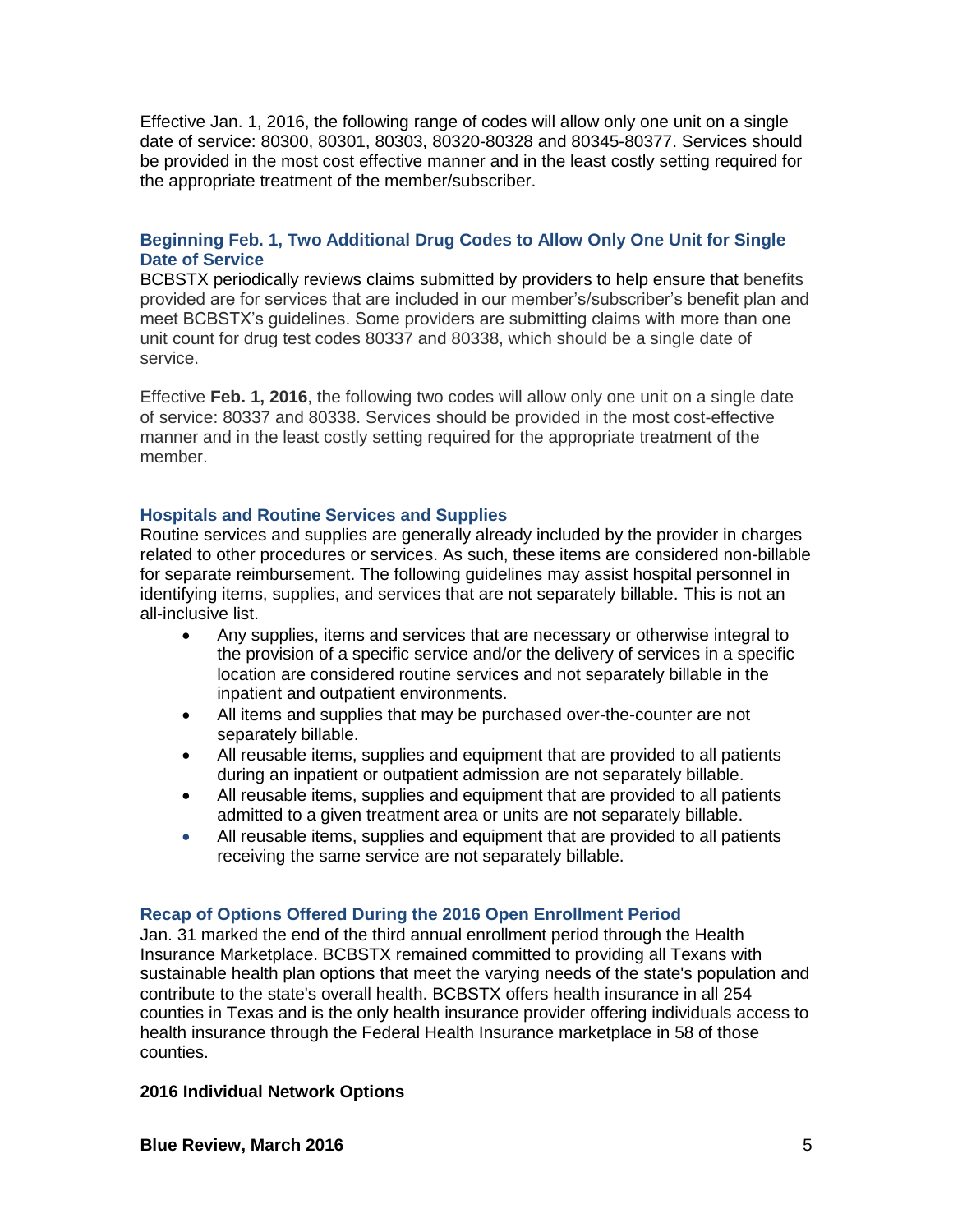Effective Jan. 1, 2016, the following range of codes will allow only one unit on a single date of service: 80300, 80301, 80303, 80320-80328 and 80345-80377. Services should be provided in the most cost effective manner and in the least costly setting required for the appropriate treatment of the member/subscriber.

### Beginning Feb. 1, Two Additional Drug Codes to Allow Only One Unit for Single Date of Service

BCBSTX periodically reviews claims submitted by providers to help ensure that benefits provided are for services that are included in our member's/subscriber's benefit plan and meet BCBSTX's guidelines. Some providers are submitting claims with more than one unit count for drug test codes 80337 and 80338, which should be a single date of service.

Effective **Feb. 1, 2016**, the following two codes will allow only one unit on a single date of service: 80337 and 80338. Services should be provided in the most cost-effective manner and in the least costly setting required for the appropriate treatment of the member.

### Hospitals and Routine Services and Supplies

Routine services and supplies are generally already included by the provider in charges related to other procedures or services. As such, these items are considered non-billable for separate reimbursement. The following guidelines may assist hospital personnel in identifying items, supplies, and services that are not separately billable. This is not an all-inclusive list.

- Any supplies, items and services that are necessary or otherwise integral to the provision of a specific service and/or the delivery of services in a specific location are considered routine services and not separately billable in the inpatient and outpatient environments.
- All items and supplies that may be purchased over-the-counter are not separately billable.
- All reusable items, supplies and equipment that are provided to all patients during an inpatient or outpatient admission are not separately billable.
- All reusable items, supplies and equipment that are provided to all patients admitted to a given treatment area or units are not separately billable.
- All reusable items, supplies and equipment that are provided to all patients receiving the same service are not separately billable.

### Recap of Options Offered During the 2016 Open Enrollment Period

Jan. 31 marked the end of the third annual enrollment period through the Health Insurance Marketplace. BCBSTX remained committed to providing all Texans with sustainable health plan options that meet the varying needs of the state's population and contribute to the state's overall health. BCBSTX offers health insurance in all 254 counties in Texas and is the only health insurance provider offering individuals access to health insurance through the Federal Health Insurance marketplace in 58 of those counties.

**2016 Individual Network Options**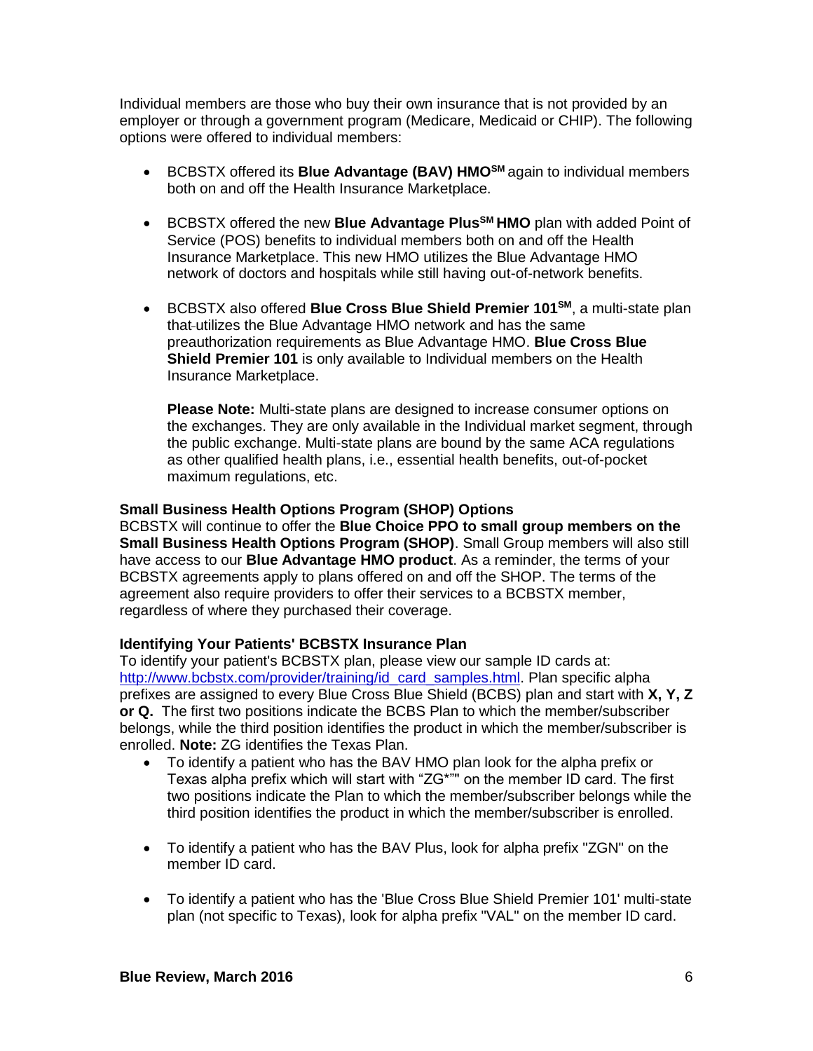Individual members are those who buy their own insurance that is not provided by an employer or through a government program (Medicare, Medicaid or CHIP). The following options were offered to individual members:

- BCBSTX offered its **Blue Advantage (BAV) HMO**[SM] again to individual members both on and off the Health Insurance Marketplace.

- BCBSTX offered the new **Blue Advantage Plus**[SM] **HMO** plan with added Point of Service (POS) benefits to individual members both on and off the Health Insurance Marketplace. This new HMO utilizes the Blue Advantage HMO network of doctors and hospitals while still having out-of-network benefits.

- BCBSTX also offered **Blue Cross Blue Shield Premier 101**[SM], a multi-state plan that utilizes the Blue Advantage HMO network and has the same preauthorization requirements as Blue Advantage HMO. **Blue Cross Blue Shield Premier 101** is only available to Individual members on the Health Insurance Marketplace.

  **Please Note:** Multi-state plans are designed to increase consumer options on the exchanges. They are only available in the Individual market segment, through the public exchange. Multi-state plans are bound by the same ACA regulations as other qualified health plans, i.e., essential health benefits, out-of-pocket maximum regulations, etc.

**Small Business Health Options Program (SHOP) Options**

BCBSTX will continue to offer the **Blue Choice PPO to small group members on the Small Business Health Options Program (SHOP)**. Small Group members will also still have access to our **Blue Advantage HMO product**. As a reminder, the terms of your BCBSTX agreements apply to plans offered on and off the SHOP. The terms of the agreement also require providers to offer their services to a BCBSTX member, regardless of where they purchased their coverage.

**Identifying Your Patients' BCBSTX Insurance Plan**

To identify your patient's BCBSTX plan, please view our sample ID cards at: http://www.bcbstx.com/provider/training/id_card_samples.html. Plan specific alpha prefixes are assigned to every Blue Cross Blue Shield (BCBS) plan and start with **X, Y, Z or Q.** The first two positions indicate the BCBS Plan to which the member/subscriber belongs, while the third position identifies the product in which the member/subscriber is enrolled. **Note:** ZG identifies the Texas Plan.

- To identify a patient who has the BAV HMO plan look for the alpha prefix or Texas alpha prefix which will start with "ZG*"" on the member ID card. The first two positions indicate the Plan to which the member/subscriber belongs while the third position identifies the product in which the member/subscriber is enrolled.

- To identify a patient who has the BAV Plus, look for alpha prefix "ZGN" on the member ID card.

- To identify a patient who has the 'Blue Cross Blue Shield Premier 101' multi-state plan (not specific to Texas), look for alpha prefix "VAL" on the member ID card.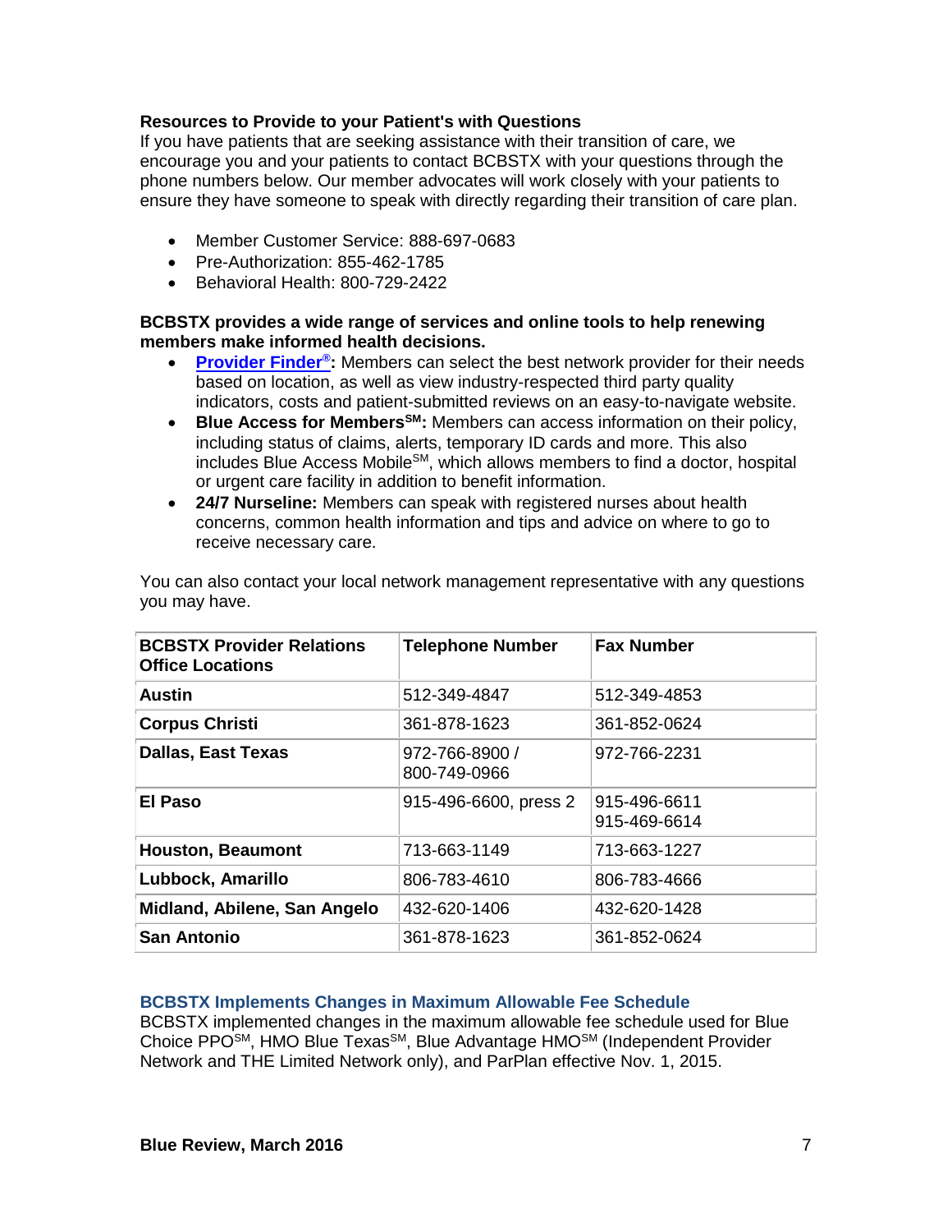**Resources to Provide to your Patient's with Questions**

If you have patients that are seeking assistance with their transition of care, we encourage you and your patients to contact BCBSTX with your questions through the phone numbers below. Our member advocates will work closely with your patients to ensure they have someone to speak with directly regarding their transition of care plan.

- Member Customer Service: 888-697-0683
- Pre-Authorization: 855-462-1785
- Behavioral Health: 800-729-2422

**BCBSTX provides a wide range of services and online tools to help renewing members make informed health decisions.**

- **Provider Finder®:** Members can select the best network provider for their needs based on location, as well as view industry-respected third party quality indicators, costs and patient-submitted reviews on an easy-to-navigate website.
- **Blue Access for Members℠:** Members can access information on their policy, including status of claims, alerts, temporary ID cards and more. This also includes Blue Access Mobile℠, which allows members to find a doctor, hospital or urgent care facility in addition to benefit information.
- **24/7 Nurseline:** Members can speak with registered nurses about health concerns, common health information and tips and advice on where to go to receive necessary care.

You can also contact your local network management representative with any questions you may have.

| BCBSTX Provider Relations Office Locations | Telephone Number | Fax Number |
|---|---|---|
| **Austin** | 512-349-4847 | 512-349-4853 |
| **Corpus Christi** | 361-878-1623 | 361-852-0624 |
| **Dallas, East Texas** | 972-766-8900 / 800-749-0966 | 972-766-2231 |
| **El Paso** | 915-496-6600, press 2 | 915-496-6611 915-469-6614 |
| **Houston, Beaumont** | 713-663-1149 | 713-663-1227 |
| **Lubbock, Amarillo** | 806-783-4610 | 806-783-4666 |
| **Midland, Abilene, San Angelo** | 432-620-1406 | 432-620-1428 |
| **San Antonio** | 361-878-1623 | 361-852-0624 |

## BCBSTX Implements Changes in Maximum Allowable Fee Schedule

BCBSTX implemented changes in the maximum allowable fee schedule used for Blue Choice PPO℠, HMO Blue Texas℠, Blue Advantage HMO℠ (Independent Provider Network and THE Limited Network only), and ParPlan effective Nov. 1, 2015.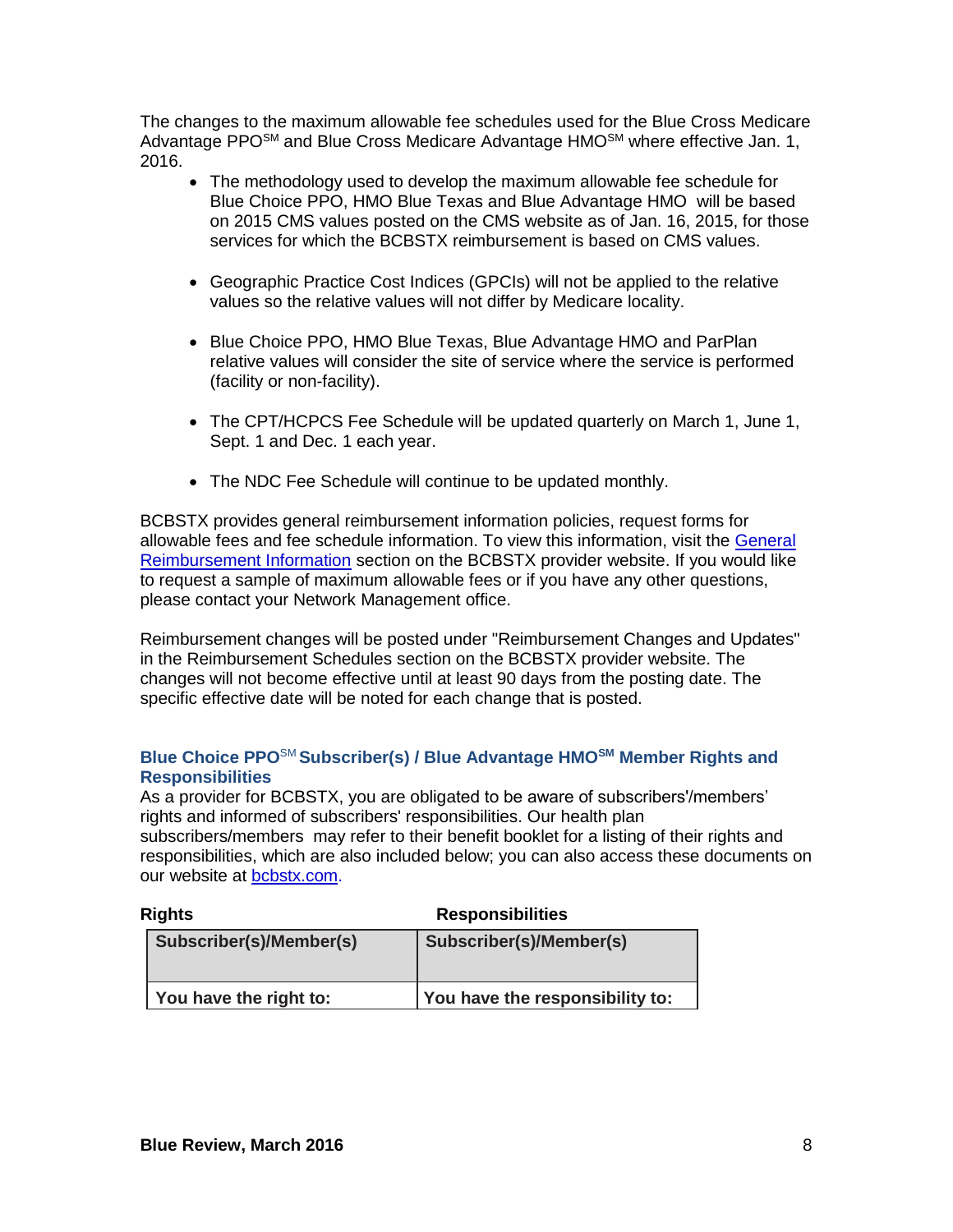The changes to the maximum allowable fee schedules used for the Blue Cross Medicare Advantage PPO[SM] and Blue Cross Medicare Advantage HMO[SM] where effective Jan. 1, 2016.

- The methodology used to develop the maximum allowable fee schedule for Blue Choice PPO, HMO Blue Texas and Blue Advantage HMO will be based on 2015 CMS values posted on the CMS website as of Jan. 16, 2015, for those services for which the BCBSTX reimbursement is based on CMS values.
- Geographic Practice Cost Indices (GPCIs) will not be applied to the relative values so the relative values will not differ by Medicare locality.
- Blue Choice PPO, HMO Blue Texas, Blue Advantage HMO and ParPlan relative values will consider the site of service where the service is performed (facility or non-facility).
- The CPT/HCPCS Fee Schedule will be updated quarterly on March 1, June 1, Sept. 1 and Dec. 1 each year.
- The NDC Fee Schedule will continue to be updated monthly.

BCBSTX provides general reimbursement information policies, request forms for allowable fees and fee schedule information. To view this information, visit the General Reimbursement Information section on the BCBSTX provider website. If you would like to request a sample of maximum allowable fees or if you have any other questions, please contact your Network Management office.

Reimbursement changes will be posted under "Reimbursement Changes and Updates" in the Reimbursement Schedules section on the BCBSTX provider website. The changes will not become effective until at least 90 days from the posting date. The specific effective date will be noted for each change that is posted.

### Blue Choice PPO[SM] Subscriber(s) / Blue Advantage HMO[SM] Member Rights and Responsibilities

As a provider for BCBSTX, you are obligated to be aware of subscribers'/members' rights and informed of subscribers' responsibilities. Our health plan subscribers/members may refer to their benefit booklet for a listing of their rights and responsibilities, which are also included below; you can also access these documents on our website at bcbstx.com.

| **Rights** | **Responsibilities** |
|---|---|
| **Subscriber(s)/Member(s)** | **Subscriber(s)/Member(s)** |
| **You have the right to:** | **You have the responsibility to:** |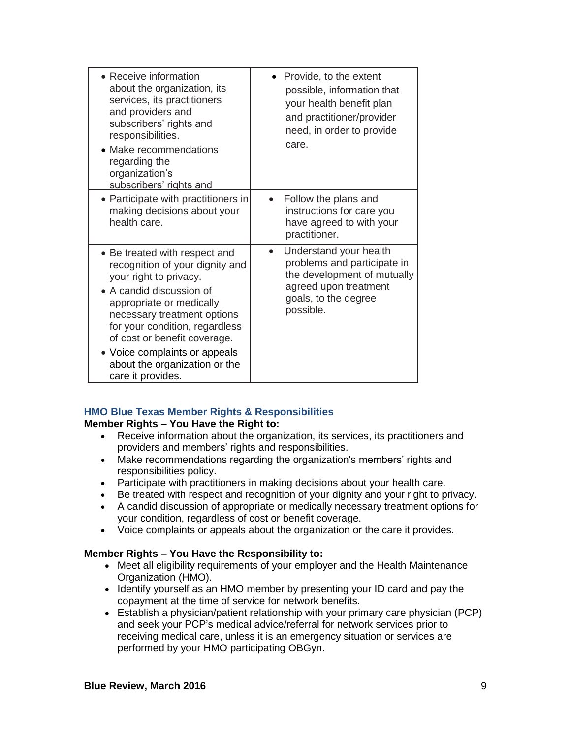| | |
|---|---|
| • Receive information about the organization, its services, its practitioners and providers and subscribers' rights and responsibilities.<br>• Make recommendations regarding the organization's subscribers' rights and | • Provide, to the extent possible, information that your health benefit plan and practitioner/provider need, in order to provide care. |
| • Participate with practitioners in making decisions about your health care. | • Follow the plans and instructions for care you have agreed to with your practitioner. |
| • Be treated with respect and recognition of your dignity and your right to privacy.<br>• A candid discussion of appropriate or medically necessary treatment options for your condition, regardless of cost or benefit coverage.<br>• Voice complaints or appeals about the organization or the care it provides. | • Understand your health problems and participate in the development of mutually agreed upon treatment goals, to the degree possible. |

### HMO Blue Texas Member Rights & Responsibilities

**Member Rights – You Have the Right to:**

- Receive information about the organization, its services, its practitioners and providers and members' rights and responsibilities.
- Make recommendations regarding the organization's members' rights and responsibilities policy.
- Participate with practitioners in making decisions about your health care.
- Be treated with respect and recognition of your dignity and your right to privacy.
- A candid discussion of appropriate or medically necessary treatment options for your condition, regardless of cost or benefit coverage.
- Voice complaints or appeals about the organization or the care it provides.

**Member Rights – You Have the Responsibility to:**

- Meet all eligibility requirements of your employer and the Health Maintenance Organization (HMO).
- Identify yourself as an HMO member by presenting your ID card and pay the copayment at the time of service for network benefits.
- Establish a physician/patient relationship with your primary care physician (PCP) and seek your PCP's medical advice/referral for network services prior to receiving medical care, unless it is an emergency situation or services are performed by your HMO participating OBGyn.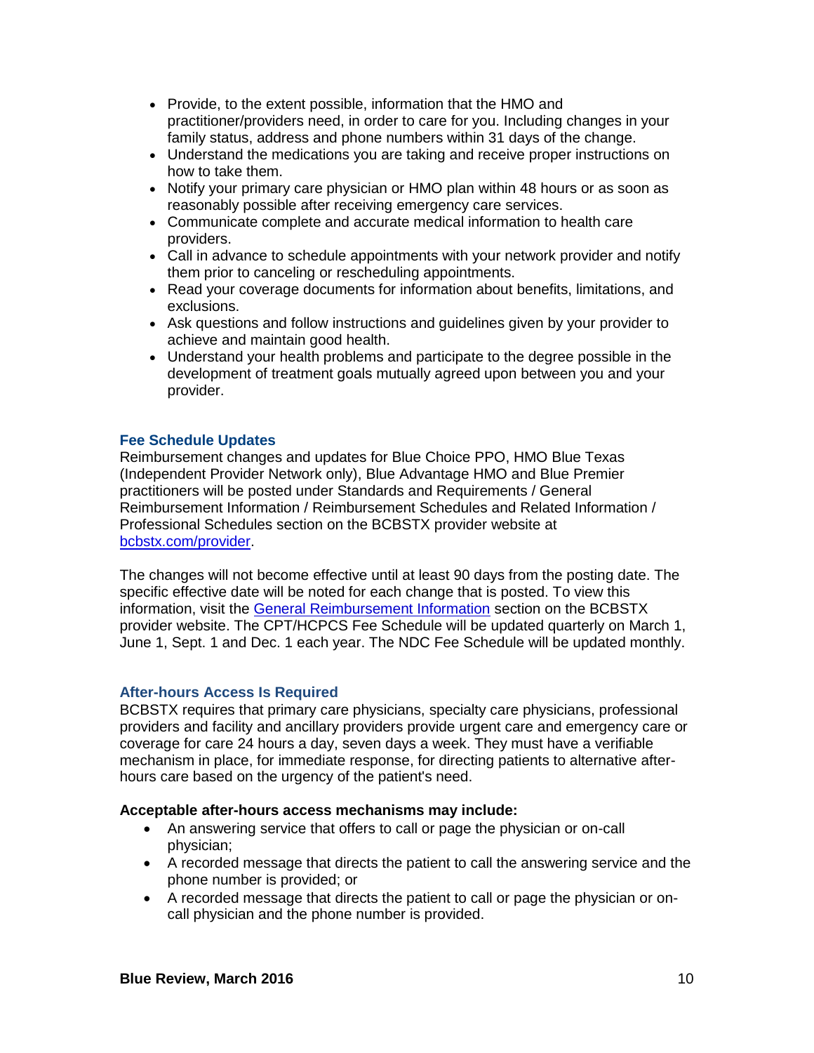- Provide, to the extent possible, information that the HMO and practitioner/providers need, in order to care for you. Including changes in your family status, address and phone numbers within 31 days of the change.
- Understand the medications you are taking and receive proper instructions on how to take them.
- Notify your primary care physician or HMO plan within 48 hours or as soon as reasonably possible after receiving emergency care services.
- Communicate complete and accurate medical information to health care providers.
- Call in advance to schedule appointments with your network provider and notify them prior to canceling or rescheduling appointments.
- Read your coverage documents for information about benefits, limitations, and exclusions.
- Ask questions and follow instructions and guidelines given by your provider to achieve and maintain good health.
- Understand your health problems and participate to the degree possible in the development of treatment goals mutually agreed upon between you and your provider.

## Fee Schedule Updates

Reimbursement changes and updates for Blue Choice PPO, HMO Blue Texas (Independent Provider Network only), Blue Advantage HMO and Blue Premier practitioners will be posted under Standards and Requirements / General Reimbursement Information / Reimbursement Schedules and Related Information / Professional Schedules section on the BCBSTX provider website at [bcbstx.com/provider](bcbstx.com/provider).

The changes will not become effective until at least 90 days from the posting date. The specific effective date will be noted for each change that is posted. To view this information, visit the General Reimbursement Information section on the BCBSTX provider website. The CPT/HCPCS Fee Schedule will be updated quarterly on March 1, June 1, Sept. 1 and Dec. 1 each year. The NDC Fee Schedule will be updated monthly.

## After-hours Access Is Required

BCBSTX requires that primary care physicians, specialty care physicians, professional providers and facility and ancillary providers provide urgent care and emergency care or coverage for care 24 hours a day, seven days a week. They must have a verifiable mechanism in place, for immediate response, for directing patients to alternative after-hours care based on the urgency of the patient's need.

**Acceptable after-hours access mechanisms may include:**

- An answering service that offers to call or page the physician or on-call physician;
- A recorded message that directs the patient to call the answering service and the phone number is provided; or
- A recorded message that directs the patient to call or page the physician or on-call physician and the phone number is provided.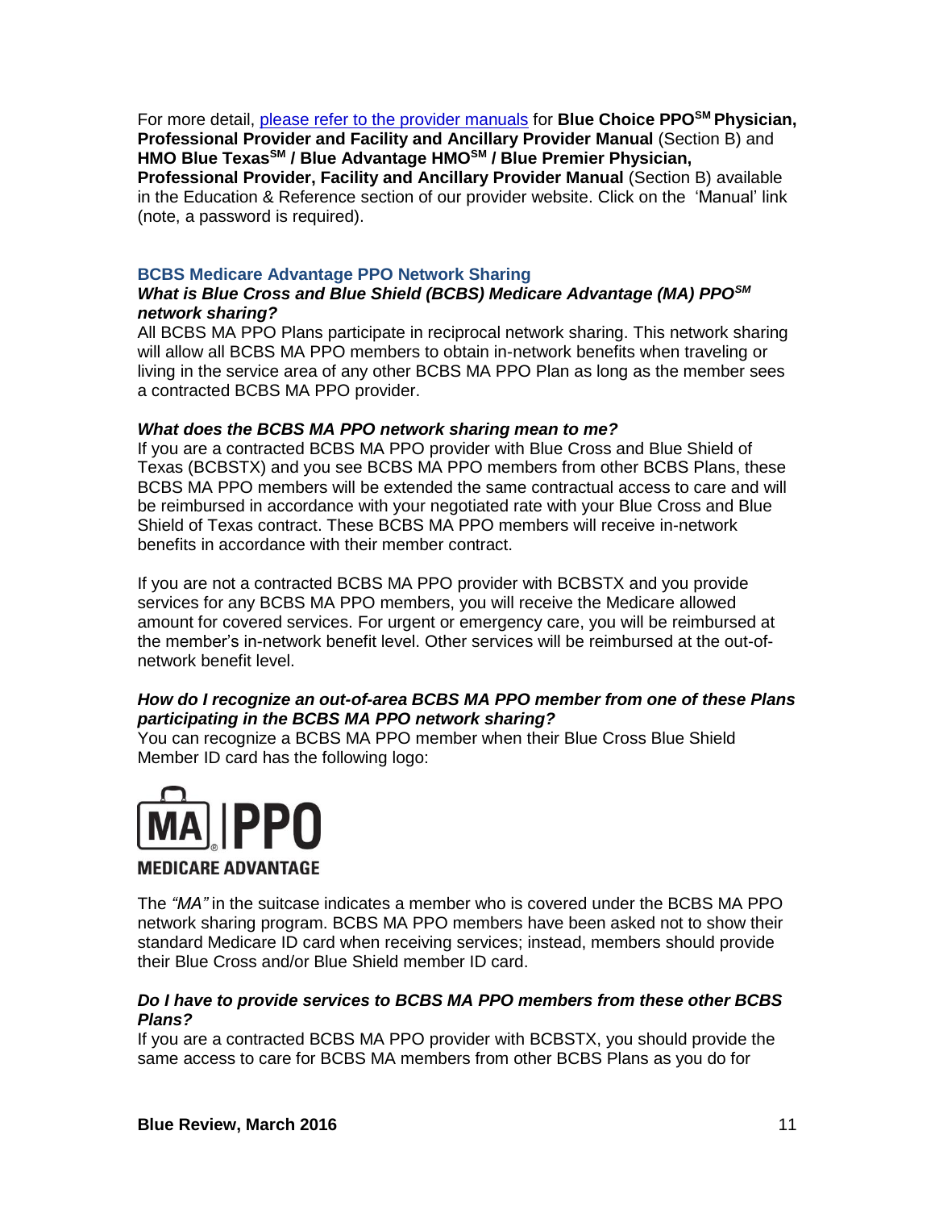For more detail, please refer to the provider manuals for **Blue Choice PPO[SM] Physician, Professional Provider and Facility and Ancillary Provider Manual** (Section B) and **HMO Blue Texas[SM] / Blue Advantage HMO[SM] / Blue Premier Physician, Professional Provider, Facility and Ancillary Provider Manual** (Section B) available in the Education & Reference section of our provider website. Click on the 'Manual' link (note, a password is required).

## BCBS Medicare Advantage PPO Network Sharing

***What is Blue Cross and Blue Shield (BCBS) Medicare Advantage (MA) PPO[SM] network sharing?***

All BCBS MA PPO Plans participate in reciprocal network sharing. This network sharing will allow all BCBS MA PPO members to obtain in-network benefits when traveling or living in the service area of any other BCBS MA PPO Plan as long as the member sees a contracted BCBS MA PPO provider.

***What does the BCBS MA PPO network sharing mean to me?***

If you are a contracted BCBS MA PPO provider with Blue Cross and Blue Shield of Texas (BCBSTX) and you see BCBS MA PPO members from other BCBS Plans, these BCBS MA PPO members will be extended the same contractual access to care and will be reimbursed in accordance with your negotiated rate with your Blue Cross and Blue Shield of Texas contract. These BCBS MA PPO members will receive in-network benefits in accordance with their member contract.

If you are not a contracted BCBS MA PPO provider with BCBSTX and you provide services for any BCBS MA PPO members, you will receive the Medicare allowed amount for covered services. For urgent or emergency care, you will be reimbursed at the member's in-network benefit level. Other services will be reimbursed at the out-of-network benefit level.

***How do I recognize an out-of-area BCBS MA PPO member from one of these Plans participating in the BCBS MA PPO network sharing?***

You can recognize a BCBS MA PPO member when their Blue Cross Blue Shield Member ID card has the following logo:

MA | PPO
MEDICARE ADVANTAGE

The *"MA"* in the suitcase indicates a member who is covered under the BCBS MA PPO network sharing program. BCBS MA PPO members have been asked not to show their standard Medicare ID card when receiving services; instead, members should provide their Blue Cross and/or Blue Shield member ID card.

***Do I have to provide services to BCBS MA PPO members from these other BCBS Plans?***

If you are a contracted BCBS MA PPO provider with BCBSTX, you should provide the same access to care for BCBS MA members from other BCBS Plans as you do for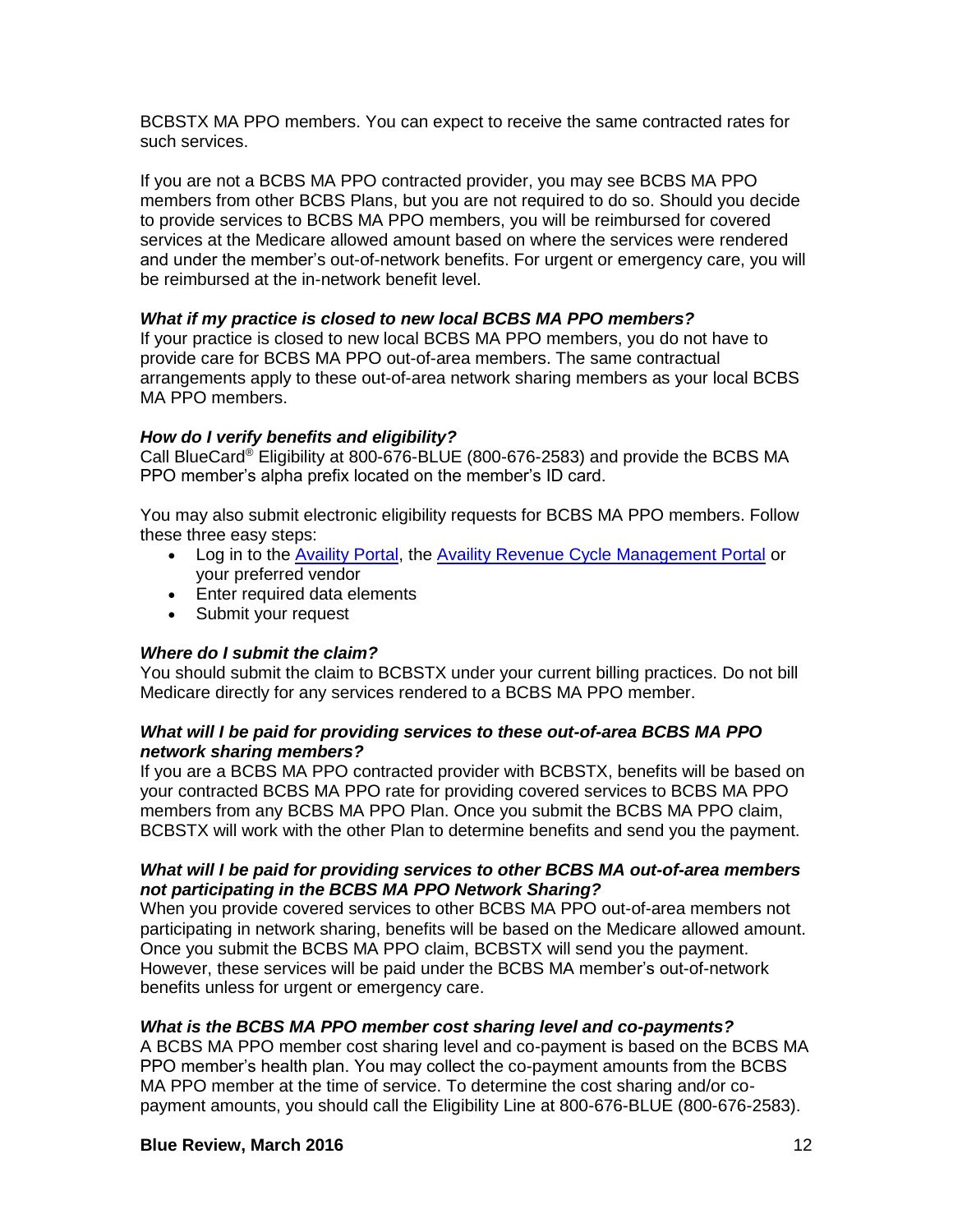BCBSTX MA PPO members. You can expect to receive the same contracted rates for such services.

If you are not a BCBS MA PPO contracted provider, you may see BCBS MA PPO members from other BCBS Plans, but you are not required to do so. Should you decide to provide services to BCBS MA PPO members, you will be reimbursed for covered services at the Medicare allowed amount based on where the services were rendered and under the member's out-of-network benefits. For urgent or emergency care, you will be reimbursed at the in-network benefit level.

***What if my practice is closed to new local BCBS MA PPO members?***

If your practice is closed to new local BCBS MA PPO members, you do not have to provide care for BCBS MA PPO out-of-area members. The same contractual arrangements apply to these out-of-area network sharing members as your local BCBS MA PPO members.

***How do I verify benefits and eligibility?***

Call BlueCard® Eligibility at 800-676-BLUE (800-676-2583) and provide the BCBS MA PPO member's alpha prefix located on the member's ID card.

You may also submit electronic eligibility requests for BCBS MA PPO members. Follow these three easy steps:

- Log in to the Availity Portal, the Availity Revenue Cycle Management Portal or your preferred vendor
- Enter required data elements
- Submit your request

***Where do I submit the claim?***

You should submit the claim to BCBSTX under your current billing practices. Do not bill Medicare directly for any services rendered to a BCBS MA PPO member.

***What will I be paid for providing services to these out-of-area BCBS MA PPO network sharing members?***

If you are a BCBS MA PPO contracted provider with BCBSTX, benefits will be based on your contracted BCBS MA PPO rate for providing covered services to BCBS MA PPO members from any BCBS MA PPO Plan. Once you submit the BCBS MA PPO claim, BCBSTX will work with the other Plan to determine benefits and send you the payment.

***What will I be paid for providing services to other BCBS MA out-of-area members not participating in the BCBS MA PPO Network Sharing?***

When you provide covered services to other BCBS MA PPO out-of-area members not participating in network sharing, benefits will be based on the Medicare allowed amount. Once you submit the BCBS MA PPO claim, BCBSTX will send you the payment. However, these services will be paid under the BCBS MA member's out-of-network benefits unless for urgent or emergency care.

***What is the BCBS MA PPO member cost sharing level and co-payments?***

A BCBS MA PPO member cost sharing level and co-payment is based on the BCBS MA PPO member's health plan. You may collect the co-payment amounts from the BCBS MA PPO member at the time of service. To determine the cost sharing and/or co-payment amounts, you should call the Eligibility Line at 800-676-BLUE (800-676-2583).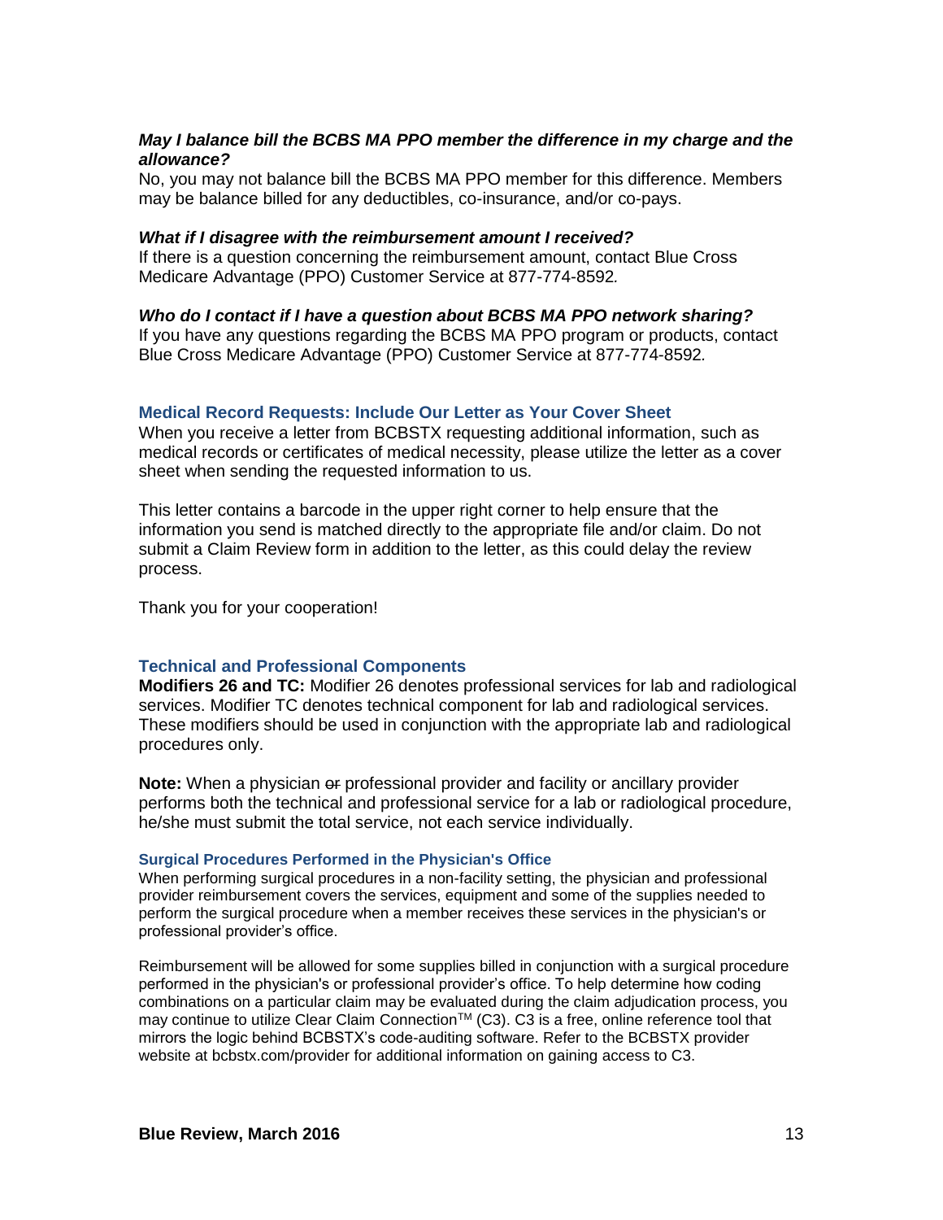***May I balance bill the BCBS MA PPO member the difference in my charge and the allowance?***
No, you may not balance bill the BCBS MA PPO member for this difference. Members may be balance billed for any deductibles, co-insurance, and/or co-pays.

***What if I disagree with the reimbursement amount I received?***
If there is a question concerning the reimbursement amount, contact Blue Cross Medicare Advantage (PPO) Customer Service at 877-774-8592*.*

***Who do I contact if I have a question about BCBS MA PPO network sharing?***
If you have any questions regarding the BCBS MA PPO program or products, contact Blue Cross Medicare Advantage (PPO) Customer Service at 877-774-8592*.*

## Medical Record Requests: Include Our Letter as Your Cover Sheet

When you receive a letter from BCBSTX requesting additional information, such as medical records or certificates of medical necessity, please utilize the letter as a cover sheet when sending the requested information to us.

This letter contains a barcode in the upper right corner to help ensure that the information you send is matched directly to the appropriate file and/or claim. Do not submit a Claim Review form in addition to the letter, as this could delay the review process.

Thank you for your cooperation!

## Technical and Professional Components

**Modifiers 26 and TC:** Modifier 26 denotes professional services for lab and radiological services. Modifier TC denotes technical component for lab and radiological services. These modifiers should be used in conjunction with the appropriate lab and radiological procedures only.

**Note:** When a physician ~~or~~ professional provider and facility or ancillary provider performs both the technical and professional service for a lab or radiological procedure, he/she must submit the total service, not each service individually.

### Surgical Procedures Performed in the Physician's Office

When performing surgical procedures in a non-facility setting, the physician and professional provider reimbursement covers the services, equipment and some of the supplies needed to perform the surgical procedure when a member receives these services in the physician's or professional provider's office.

Reimbursement will be allowed for some supplies billed in conjunction with a surgical procedure performed in the physician's or professional provider's office. To help determine how coding combinations on a particular claim may be evaluated during the claim adjudication process, you may continue to utilize Clear Claim Connection™ (C3). C3 is a free, online reference tool that mirrors the logic behind BCBSTX's code-auditing software. Refer to the BCBSTX provider website at bcbstx.com/provider for additional information on gaining access to C3.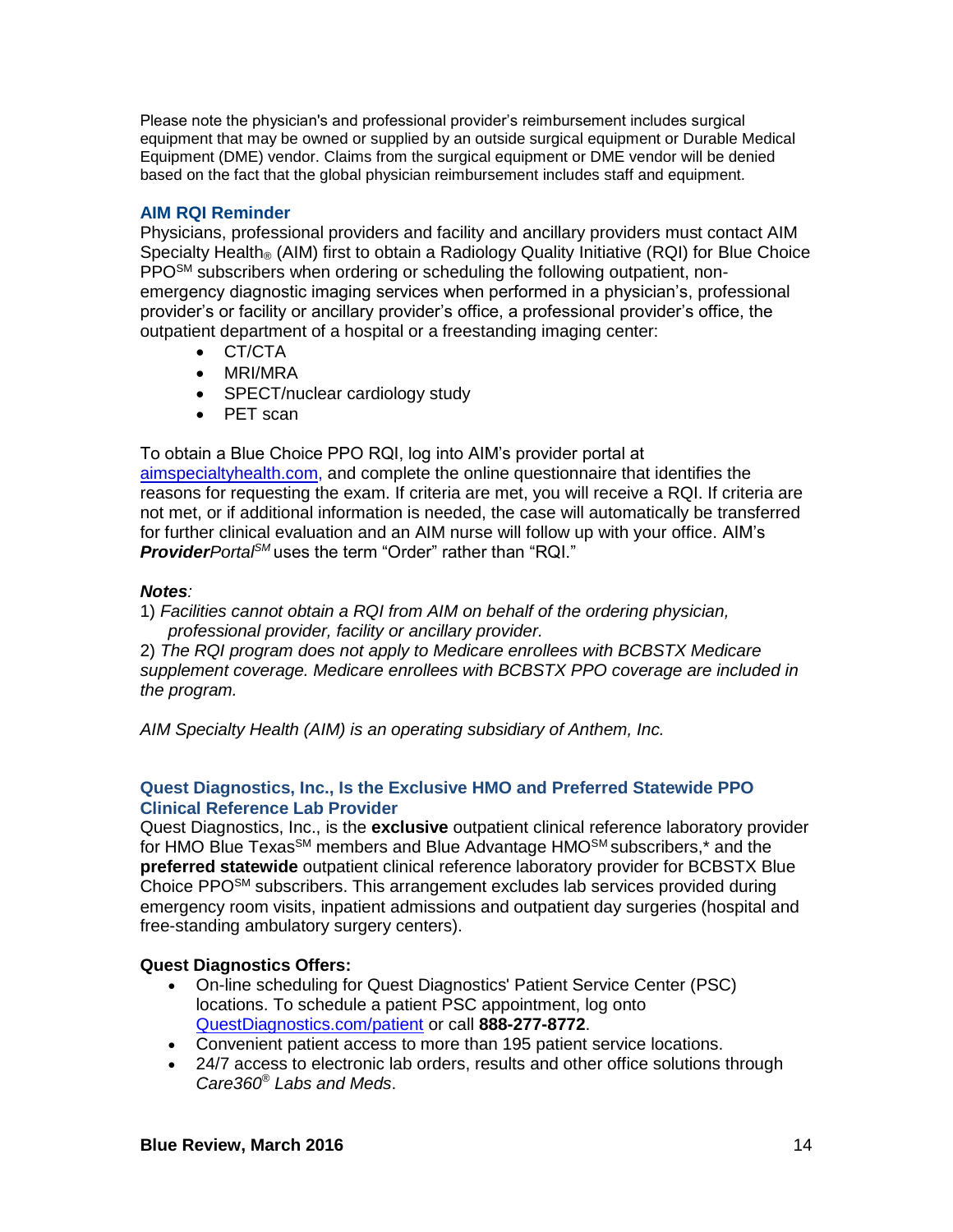Please note the physician's and professional provider's reimbursement includes surgical equipment that may be owned or supplied by an outside surgical equipment or Durable Medical Equipment (DME) vendor. Claims from the surgical equipment or DME vendor will be denied based on the fact that the global physician reimbursement includes staff and equipment.

### AIM RQI Reminder

Physicians, professional providers and facility and ancillary providers must contact AIM Specialty Health® (AIM) first to obtain a Radiology Quality Initiative (RQI) for Blue Choice PPO℠ subscribers when ordering or scheduling the following outpatient, non-emergency diagnostic imaging services when performed in a physician's, professional provider's or facility or ancillary provider's office, a professional provider's office, the outpatient department of a hospital or a freestanding imaging center:

- CT/CTA
- MRI/MRA
- SPECT/nuclear cardiology study
- PET scan

To obtain a Blue Choice PPO RQI, log into AIM's provider portal at aimspecialtyhealth.com, and complete the online questionnaire that identifies the reasons for requesting the exam. If criteria are met, you will receive a RQI. If criteria are not met, or if additional information is needed, the case will automatically be transferred for further clinical evaluation and an AIM nurse will follow up with your office. AIM's ***Provider****Portal*℠ uses the term "Order" rather than "RQI."

***Notes****:*

1) *Facilities cannot obtain a RQI from AIM on behalf of the ordering physician, professional provider, facility or ancillary provider.*

2) *The RQI program does not apply to Medicare enrollees with BCBSTX Medicare supplement coverage. Medicare enrollees with BCBSTX PPO coverage are included in the program.*

*AIM Specialty Health (AIM) is an operating subsidiary of Anthem, Inc.*

### Quest Diagnostics, Inc., Is the Exclusive HMO and Preferred Statewide PPO Clinical Reference Lab Provider

Quest Diagnostics, Inc., is the **exclusive** outpatient clinical reference laboratory provider for HMO Blue Texas℠ members and Blue Advantage HMO℠ subscribers,* and the **preferred statewide** outpatient clinical reference laboratory provider for BCBSTX Blue Choice PPO℠ subscribers. This arrangement excludes lab services provided during emergency room visits, inpatient admissions and outpatient day surgeries (hospital and free-standing ambulatory surgery centers).

**Quest Diagnostics Offers:**

- On-line scheduling for Quest Diagnostics' Patient Service Center (PSC) locations. To schedule a patient PSC appointment, log onto QuestDiagnostics.com/patient or call **888-277-8772**.
- Convenient patient access to more than 195 patient service locations.
- 24/7 access to electronic lab orders, results and other office solutions through *Care360® Labs and Meds*.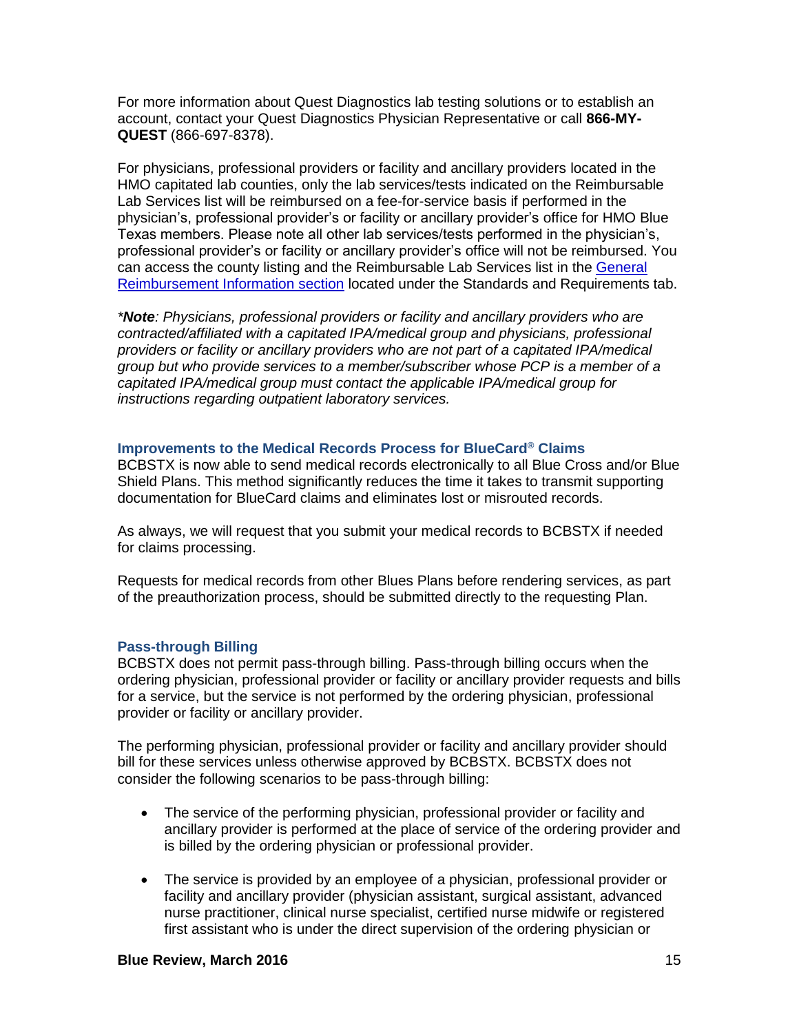For more information about Quest Diagnostics lab testing solutions or to establish an account, contact your Quest Diagnostics Physician Representative or call **866-MY-QUEST** (866-697-8378).

For physicians, professional providers or facility and ancillary providers located in the HMO capitated lab counties, only the lab services/tests indicated on the Reimbursable Lab Services list will be reimbursed on a fee-for-service basis if performed in the physician's, professional provider's or facility or ancillary provider's office for HMO Blue Texas members. Please note all other lab services/tests performed in the physician's, professional provider's or facility or ancillary provider's office will not be reimbursed. You can access the county listing and the Reimbursable Lab Services list in the General Reimbursement Information section located under the Standards and Requirements tab.

*\*Note: Physicians, professional providers or facility and ancillary providers who are contracted/affiliated with a capitated IPA/medical group and physicians, professional providers or facility or ancillary providers who are not part of a capitated IPA/medical group but who provide services to a member/subscriber whose PCP is a member of a capitated IPA/medical group must contact the applicable IPA/medical group for instructions regarding outpatient laboratory services.*

### Improvements to the Medical Records Process for BlueCard® Claims

BCBSTX is now able to send medical records electronically to all Blue Cross and/or Blue Shield Plans. This method significantly reduces the time it takes to transmit supporting documentation for BlueCard claims and eliminates lost or misrouted records.

As always, we will request that you submit your medical records to BCBSTX if needed for claims processing.

Requests for medical records from other Blues Plans before rendering services, as part of the preauthorization process, should be submitted directly to the requesting Plan.

### Pass-through Billing

BCBSTX does not permit pass-through billing. Pass-through billing occurs when the ordering physician, professional provider or facility or ancillary provider requests and bills for a service, but the service is not performed by the ordering physician, professional provider or facility or ancillary provider.

The performing physician, professional provider or facility and ancillary provider should bill for these services unless otherwise approved by BCBSTX. BCBSTX does not consider the following scenarios to be pass-through billing:

- The service of the performing physician, professional provider or facility and ancillary provider is performed at the place of service of the ordering provider and is billed by the ordering physician or professional provider.
- The service is provided by an employee of a physician, professional provider or facility and ancillary provider (physician assistant, surgical assistant, advanced nurse practitioner, clinical nurse specialist, certified nurse midwife or registered first assistant who is under the direct supervision of the ordering physician or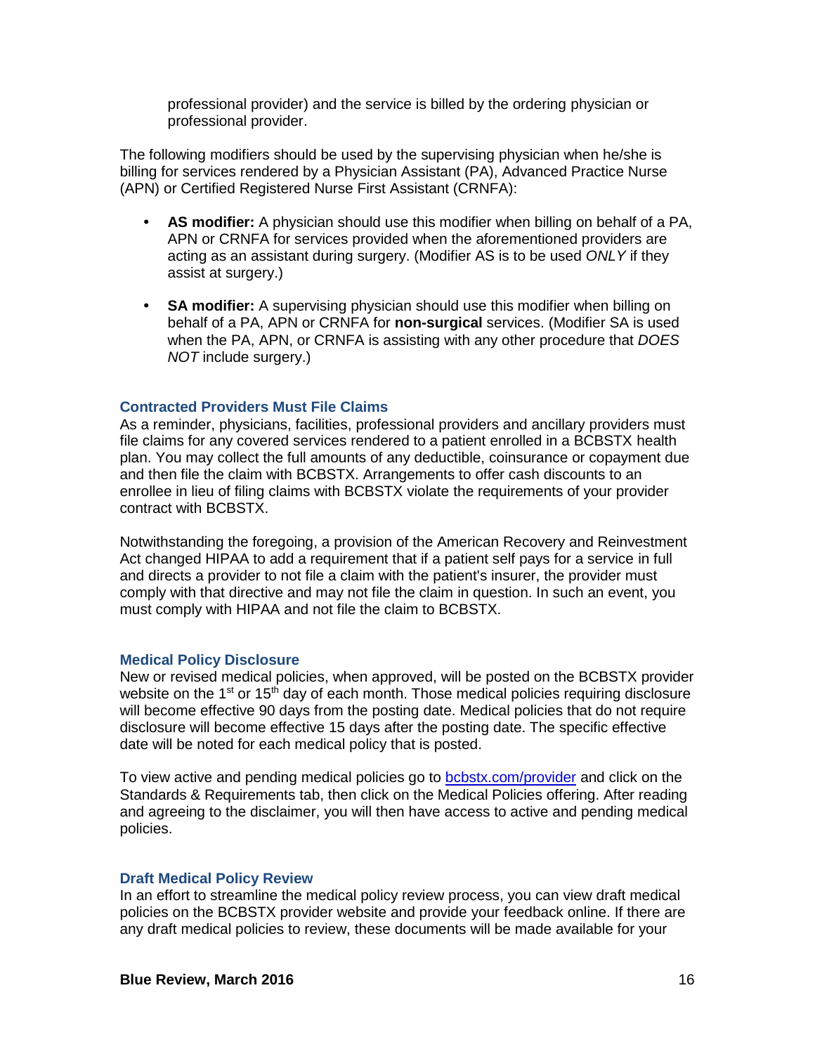professional provider) and the service is billed by the ordering physician or professional provider.

The following modifiers should be used by the supervising physician when he/she is billing for services rendered by a Physician Assistant (PA), Advanced Practice Nurse (APN) or Certified Registered Nurse First Assistant (CRNFA):

- **AS modifier:** A physician should use this modifier when billing on behalf of a PA, APN or CRNFA for services provided when the aforementioned providers are acting as an assistant during surgery. (Modifier AS is to be used *ONLY* if they assist at surgery.)
- **SA modifier:** A supervising physician should use this modifier when billing on behalf of a PA, APN or CRNFA for **non-surgical** services. (Modifier SA is used when the PA, APN, or CRNFA is assisting with any other procedure that *DOES NOT* include surgery.)

### Contracted Providers Must File Claims

As a reminder, physicians, facilities, professional providers and ancillary providers must file claims for any covered services rendered to a patient enrolled in a BCBSTX health plan. You may collect the full amounts of any deductible, coinsurance or copayment due and then file the claim with BCBSTX. Arrangements to offer cash discounts to an enrollee in lieu of filing claims with BCBSTX violate the requirements of your provider contract with BCBSTX.

Notwithstanding the foregoing, a provision of the American Recovery and Reinvestment Act changed HIPAA to add a requirement that if a patient self pays for a service in full and directs a provider to not file a claim with the patient's insurer, the provider must comply with that directive and may not file the claim in question. In such an event, you must comply with HIPAA and not file the claim to BCBSTX.

### Medical Policy Disclosure

New or revised medical policies, when approved, will be posted on the BCBSTX provider website on the 1st or 15th day of each month. Those medical policies requiring disclosure will become effective 90 days from the posting date. Medical policies that do not require disclosure will become effective 15 days after the posting date. The specific effective date will be noted for each medical policy that is posted.

To view active and pending medical policies go to [bcbstx.com/provider](bcbstx.com/provider) and click on the Standards & Requirements tab, then click on the Medical Policies offering. After reading and agreeing to the disclaimer, you will then have access to active and pending medical policies.

### Draft Medical Policy Review

In an effort to streamline the medical policy review process, you can view draft medical policies on the BCBSTX provider website and provide your feedback online. If there are any draft medical policies to review, these documents will be made available for your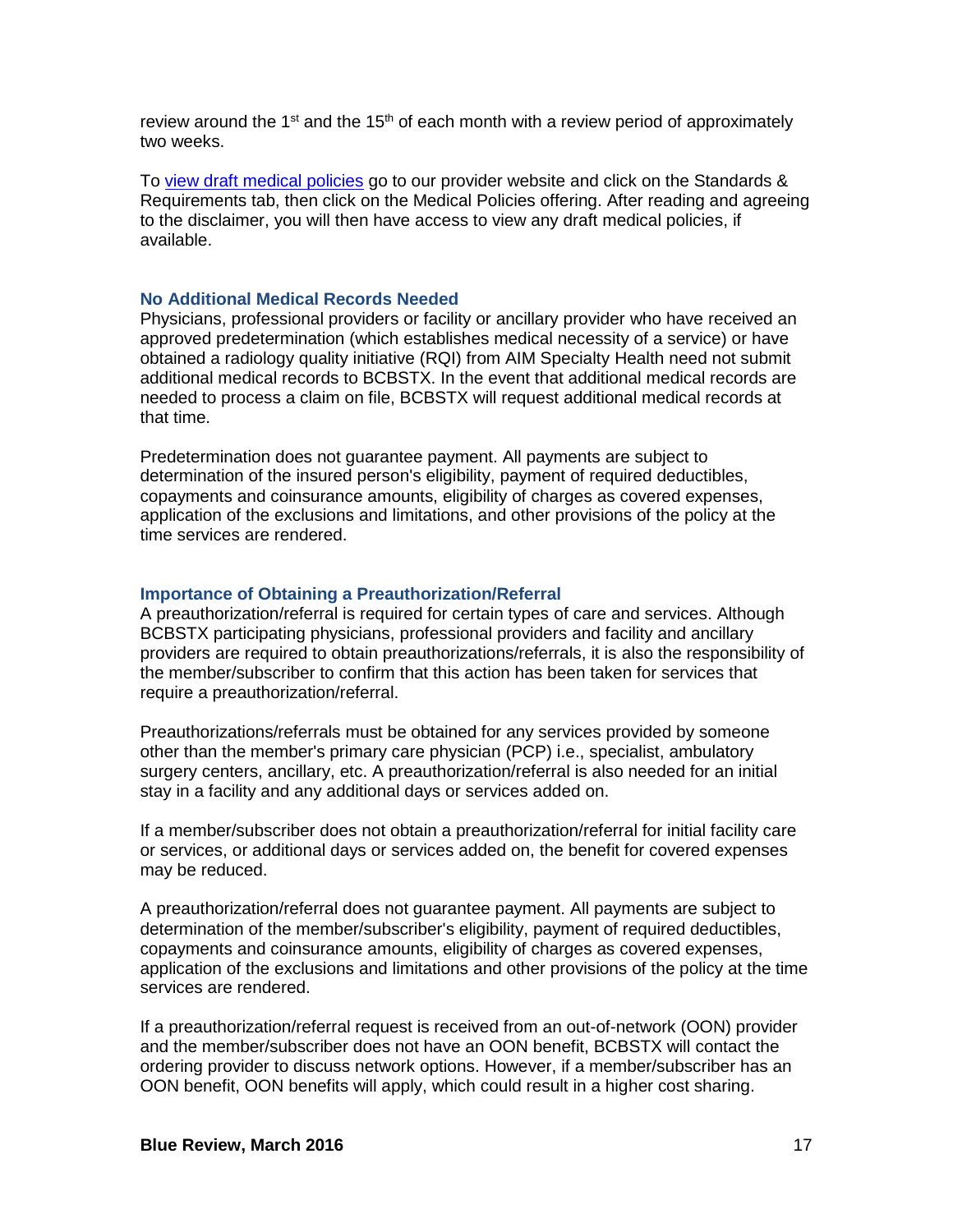review around the 1st and the 15th of each month with a review period of approximately two weeks.

To view draft medical policies go to our provider website and click on the Standards & Requirements tab, then click on the Medical Policies offering. After reading and agreeing to the disclaimer, you will then have access to view any draft medical policies, if available.

### No Additional Medical Records Needed

Physicians, professional providers or facility or ancillary provider who have received an approved predetermination (which establishes medical necessity of a service) or have obtained a radiology quality initiative (RQI) from AIM Specialty Health need not submit additional medical records to BCBSTX. In the event that additional medical records are needed to process a claim on file, BCBSTX will request additional medical records at that time.

Predetermination does not guarantee payment. All payments are subject to determination of the insured person's eligibility, payment of required deductibles, copayments and coinsurance amounts, eligibility of charges as covered expenses, application of the exclusions and limitations, and other provisions of the policy at the time services are rendered.

### Importance of Obtaining a Preauthorization/Referral

A preauthorization/referral is required for certain types of care and services. Although BCBSTX participating physicians, professional providers and facility and ancillary providers are required to obtain preauthorizations/referrals, it is also the responsibility of the member/subscriber to confirm that this action has been taken for services that require a preauthorization/referral.

Preauthorizations/referrals must be obtained for any services provided by someone other than the member's primary care physician (PCP) i.e., specialist, ambulatory surgery centers, ancillary, etc. A preauthorization/referral is also needed for an initial stay in a facility and any additional days or services added on.

If a member/subscriber does not obtain a preauthorization/referral for initial facility care or services, or additional days or services added on, the benefit for covered expenses may be reduced.

A preauthorization/referral does not guarantee payment. All payments are subject to determination of the member/subscriber's eligibility, payment of required deductibles, copayments and coinsurance amounts, eligibility of charges as covered expenses, application of the exclusions and limitations and other provisions of the policy at the time services are rendered.

If a preauthorization/referral request is received from an out-of-network (OON) provider and the member/subscriber does not have an OON benefit, BCBSTX will contact the ordering provider to discuss network options. However, if a member/subscriber has an OON benefit, OON benefits will apply, which could result in a higher cost sharing.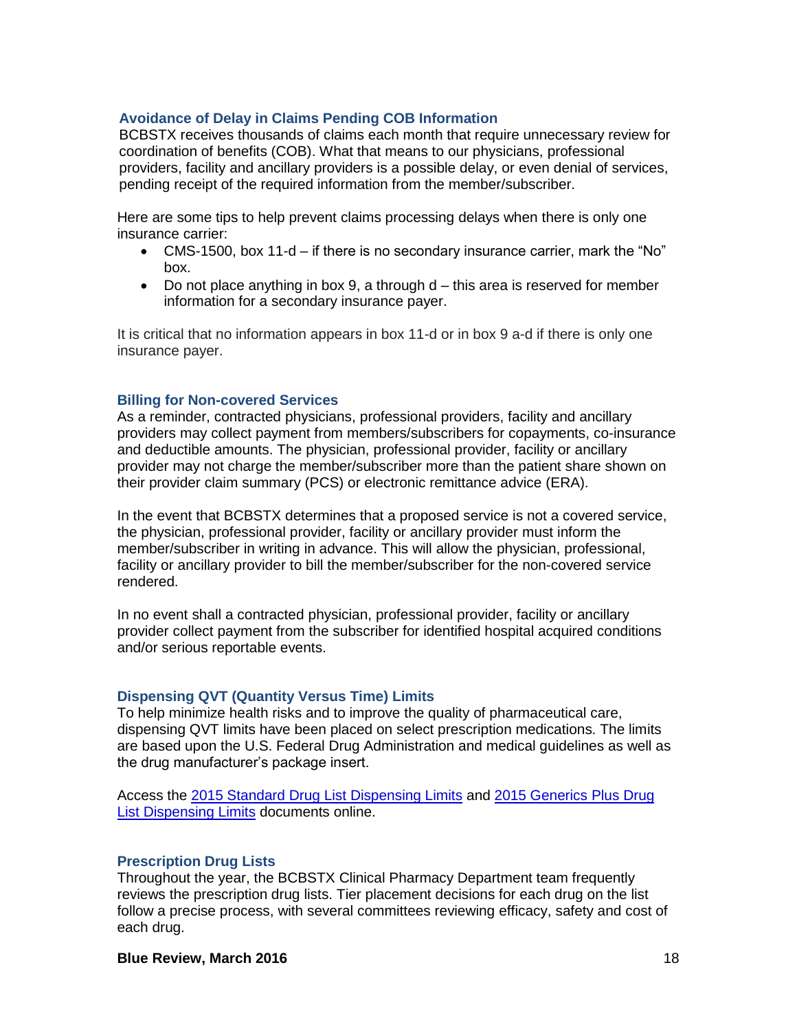### Avoidance of Delay in Claims Pending COB Information

BCBSTX receives thousands of claims each month that require unnecessary review for coordination of benefits (COB). What that means to our physicians, professional providers, facility and ancillary providers is a possible delay, or even denial of services, pending receipt of the required information from the member/subscriber.

Here are some tips to help prevent claims processing delays when there is only one insurance carrier:

- CMS-1500, box 11-d – if there is no secondary insurance carrier, mark the "No" box.
- Do not place anything in box 9, a through d – this area is reserved for member information for a secondary insurance payer.

It is critical that no information appears in box 11-d or in box 9 a-d if there is only one insurance payer.

### Billing for Non-covered Services

As a reminder, contracted physicians, professional providers, facility and ancillary providers may collect payment from members/subscribers for copayments, co-insurance and deductible amounts. The physician, professional provider, facility or ancillary provider may not charge the member/subscriber more than the patient share shown on their provider claim summary (PCS) or electronic remittance advice (ERA).

In the event that BCBSTX determines that a proposed service is not a covered service, the physician, professional provider, facility or ancillary provider must inform the member/subscriber in writing in advance. This will allow the physician, professional, facility or ancillary provider to bill the member/subscriber for the non-covered service rendered.

In no event shall a contracted physician, professional provider, facility or ancillary provider collect payment from the subscriber for identified hospital acquired conditions and/or serious reportable events.

### Dispensing QVT (Quantity Versus Time) Limits

To help minimize health risks and to improve the quality of pharmaceutical care, dispensing QVT limits have been placed on select prescription medications. The limits are based upon the U.S. Federal Drug Administration and medical guidelines as well as the drug manufacturer's package insert.

Access the 2015 Standard Drug List Dispensing Limits and 2015 Generics Plus Drug List Dispensing Limits documents online.

### Prescription Drug Lists

Throughout the year, the BCBSTX Clinical Pharmacy Department team frequently reviews the prescription drug lists. Tier placement decisions for each drug on the list follow a precise process, with several committees reviewing efficacy, safety and cost of each drug.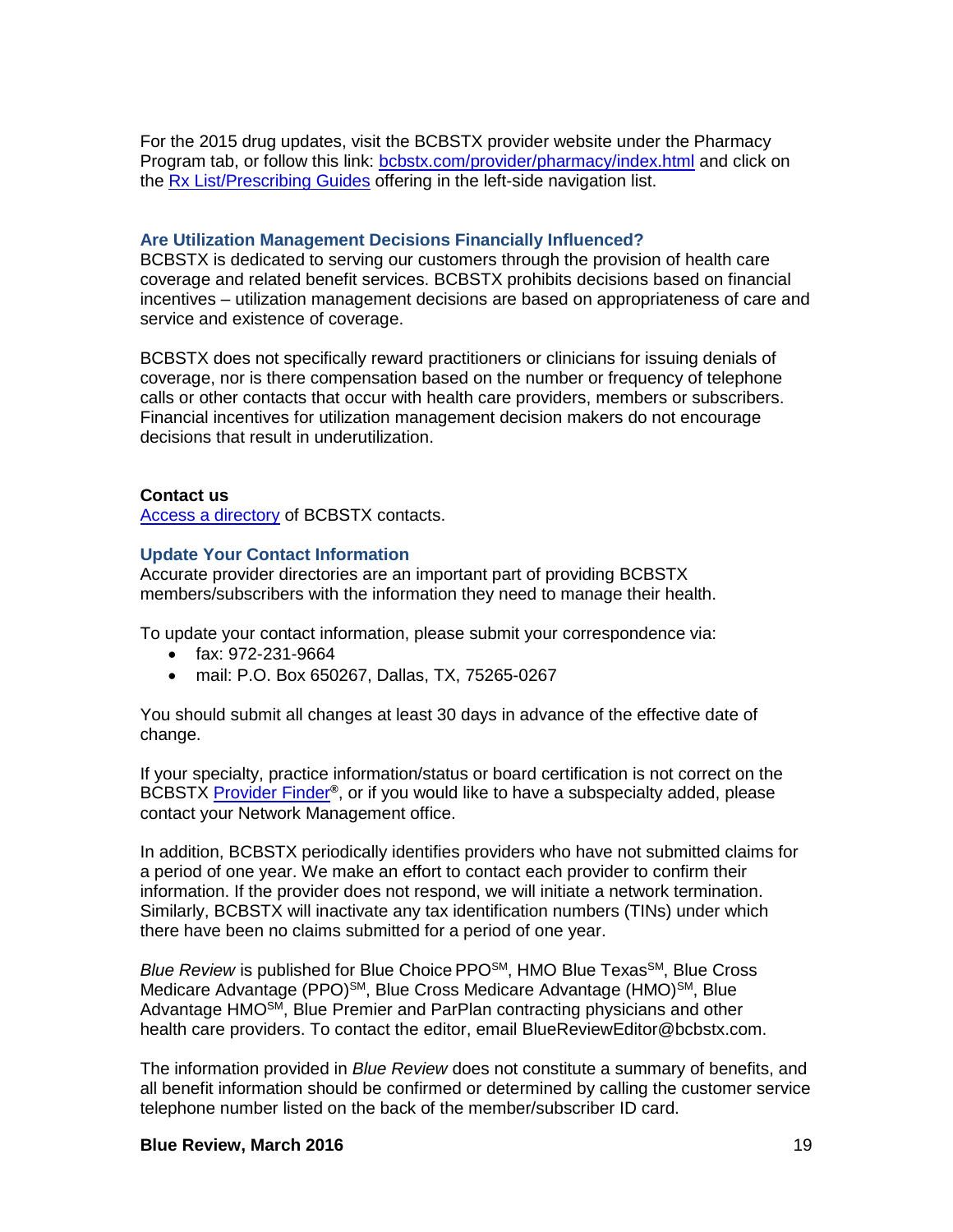For the 2015 drug updates, visit the BCBSTX provider website under the Pharmacy Program tab, or follow this link: [bcbstx.com/provider/pharmacy/index.html](bcbstx.com/provider/pharmacy/index.html) and click on the [Rx List/Prescribing Guides]() offering in the left-side navigation list.

### Are Utilization Management Decisions Financially Influenced?

BCBSTX is dedicated to serving our customers through the provision of health care coverage and related benefit services. BCBSTX prohibits decisions based on financial incentives – utilization management decisions are based on appropriateness of care and service and existence of coverage.

BCBSTX does not specifically reward practitioners or clinicians for issuing denials of coverage, nor is there compensation based on the number or frequency of telephone calls or other contacts that occur with health care providers, members or subscribers. Financial incentives for utilization management decision makers do not encourage decisions that result in underutilization.

**Contact us**

[Access a directory]() of BCBSTX contacts.

### Update Your Contact Information

Accurate provider directories are an important part of providing BCBSTX members/subscribers with the information they need to manage their health.

To update your contact information, please submit your correspondence via:

- fax: 972-231-9664
- mail: P.O. Box 650267, Dallas, TX, 75265-0267

You should submit all changes at least 30 days in advance of the effective date of change.

If your specialty, practice information/status or board certification is not correct on the BCBSTX [Provider Finder]()®, or if you would like to have a subspecialty added, please contact your Network Management office.

In addition, BCBSTX periodically identifies providers who have not submitted claims for a period of one year. We make an effort to contact each provider to confirm their information. If the provider does not respond, we will initiate a network termination. Similarly, BCBSTX will inactivate any tax identification numbers (TINs) under which there have been no claims submitted for a period of one year.

*Blue Review* is published for Blue Choice PPO℠, HMO Blue Texas℠, Blue Cross Medicare Advantage (PPO)℠, Blue Cross Medicare Advantage (HMO)℠, Blue Advantage HMO℠, Blue Premier and ParPlan contracting physicians and other health care providers. To contact the editor, email BlueReviewEditor@bcbstx.com.

The information provided in *Blue Review* does not constitute a summary of benefits, and all benefit information should be confirmed or determined by calling the customer service telephone number listed on the back of the member/subscriber ID card.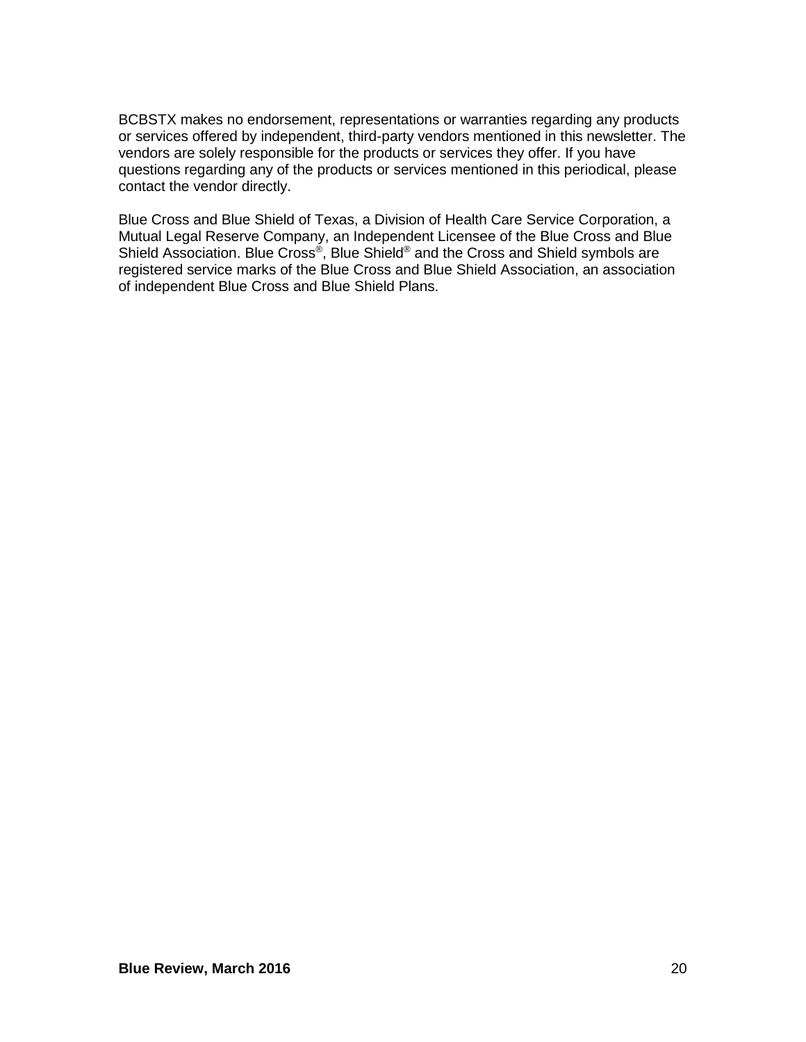BCBSTX makes no endorsement, representations or warranties regarding any products or services offered by independent, third-party vendors mentioned in this newsletter. The vendors are solely responsible for the products or services they offer. If you have questions regarding any of the products or services mentioned in this periodical, please contact the vendor directly.

Blue Cross and Blue Shield of Texas, a Division of Health Care Service Corporation, a Mutual Legal Reserve Company, an Independent Licensee of the Blue Cross and Blue Shield Association. Blue Cross®, Blue Shield® and the Cross and Shield symbols are registered service marks of the Blue Cross and Blue Shield Association, an association of independent Blue Cross and Blue Shield Plans.